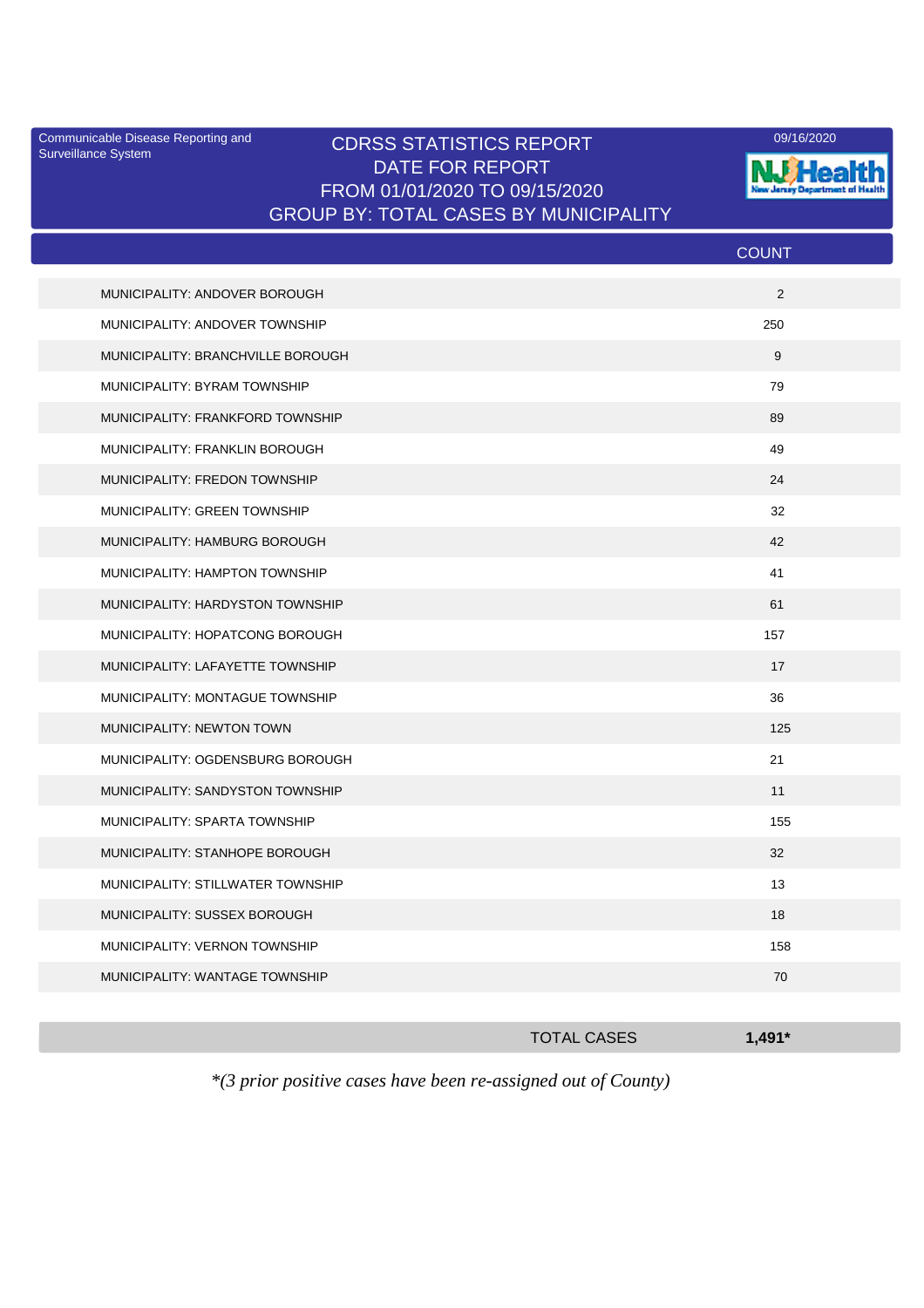Communicable Disease Reporting and Surveillance System

# CDRSS STATISTICS REPORT
## DATE FOR REPORT
## FROM 01/01/2020 TO 09/15/2020
## GROUP BY: TOTAL CASES BY MUNICIPALITY

09/16/2020

NJ Health
New Jersey Department of Health

| | COUNT |
|---|---|
| MUNICIPALITY: ANDOVER BOROUGH | 2 |
| MUNICIPALITY: ANDOVER TOWNSHIP | 250 |
| MUNICIPALITY: BRANCHVILLE BOROUGH | 9 |
| MUNICIPALITY: BYRAM TOWNSHIP | 79 |
| MUNICIPALITY: FRANKFORD TOWNSHIP | 89 |
| MUNICIPALITY: FRANKLIN BOROUGH | 49 |
| MUNICIPALITY: FREDON TOWNSHIP | 24 |
| MUNICIPALITY: GREEN TOWNSHIP | 32 |
| MUNICIPALITY: HAMBURG BOROUGH | 42 |
| MUNICIPALITY: HAMPTON TOWNSHIP | 41 |
| MUNICIPALITY: HARDYSTON TOWNSHIP | 61 |
| MUNICIPALITY: HOPATCONG BOROUGH | 157 |
| MUNICIPALITY: LAFAYETTE TOWNSHIP | 17 |
| MUNICIPALITY: MONTAGUE TOWNSHIP | 36 |
| MUNICIPALITY: NEWTON TOWN | 125 |
| MUNICIPALITY: OGDENSBURG BOROUGH | 21 |
| MUNICIPALITY: SANDYSTON TOWNSHIP | 11 |
| MUNICIPALITY: SPARTA TOWNSHIP | 155 |
| MUNICIPALITY: STANHOPE BOROUGH | 32 |
| MUNICIPALITY: STILLWATER TOWNSHIP | 13 |
| MUNICIPALITY: SUSSEX BOROUGH | 18 |
| MUNICIPALITY: VERNON TOWNSHIP | 158 |
| MUNICIPALITY: WANTAGE TOWNSHIP | 70 |
| TOTAL CASES | **1,491*** |

*\*(3 prior positive cases have been re-assigned out of County)*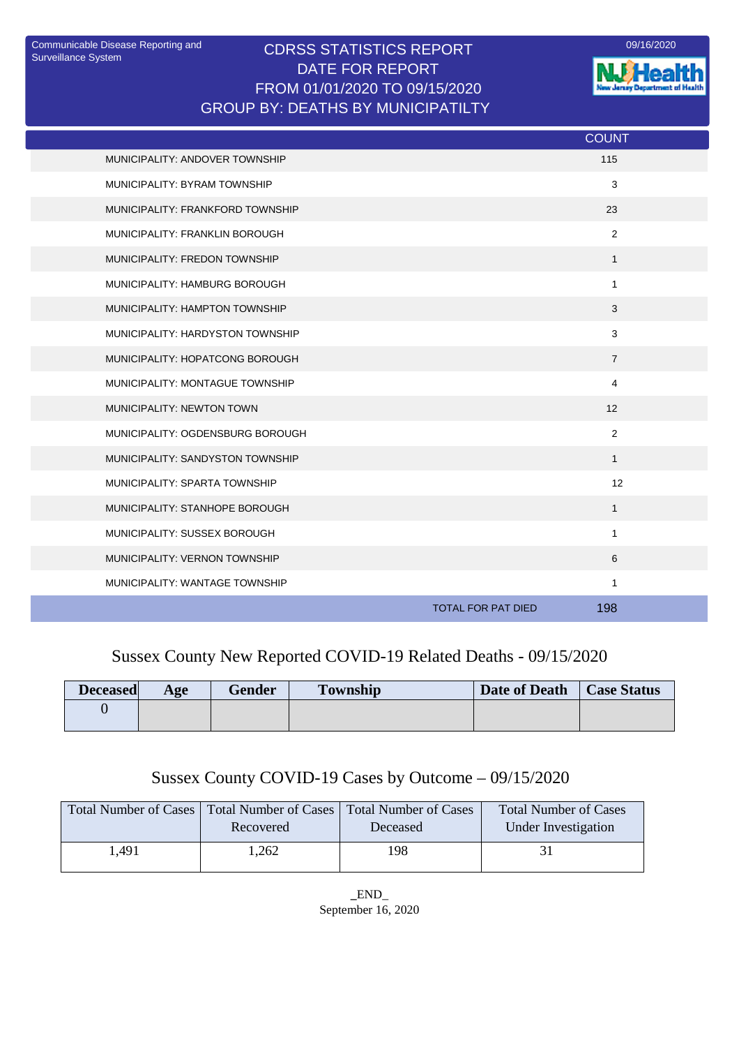Communicable Disease Reporting and Surveillance System

# CDRSS STATISTICS REPORT
DATE FOR REPORT
FROM 01/01/2020 TO 09/15/2020
GROUP BY: DEATHS BY MUNICIPATILTY

09/16/2020

| | COUNT |
|---|---|
| MUNICIPALITY: ANDOVER TOWNSHIP | 115 |
| MUNICIPALITY: BYRAM TOWNSHIP | 3 |
| MUNICIPALITY: FRANKFORD TOWNSHIP | 23 |
| MUNICIPALITY: FRANKLIN BOROUGH | 2 |
| MUNICIPALITY: FREDON TOWNSHIP | 1 |
| MUNICIPALITY: HAMBURG BOROUGH | 1 |
| MUNICIPALITY: HAMPTON TOWNSHIP | 3 |
| MUNICIPALITY: HARDYSTON TOWNSHIP | 3 |
| MUNICIPALITY: HOPATCONG BOROUGH | 7 |
| MUNICIPALITY: MONTAGUE TOWNSHIP | 4 |
| MUNICIPALITY: NEWTON TOWN | 12 |
| MUNICIPALITY: OGDENSBURG BOROUGH | 2 |
| MUNICIPALITY: SANDYSTON TOWNSHIP | 1 |
| MUNICIPALITY: SPARTA TOWNSHIP | 12 |
| MUNICIPALITY: STANHOPE BOROUGH | 1 |
| MUNICIPALITY: SUSSEX BOROUGH | 1 |
| MUNICIPALITY: VERNON TOWNSHIP | 6 |
| MUNICIPALITY: WANTAGE TOWNSHIP | 1 |
| TOTAL FOR PAT DIED | 198 |

## Sussex County New Reported COVID-19 Related Deaths - 09/15/2020

| Deceased | Age | Gender | Township | Date of Death | Case Status |
|---|---|---|---|---|---|
| 0 | | | | | |

## Sussex County COVID-19 Cases by Outcome – 09/15/2020

| Total Number of Cases | Total Number of Cases Recovered | Total Number of Cases Deceased | Total Number of Cases Under Investigation |
|---|---|---|---|
| 1,491 | 1,262 | 198 | 31 |

_END_
September 16, 2020